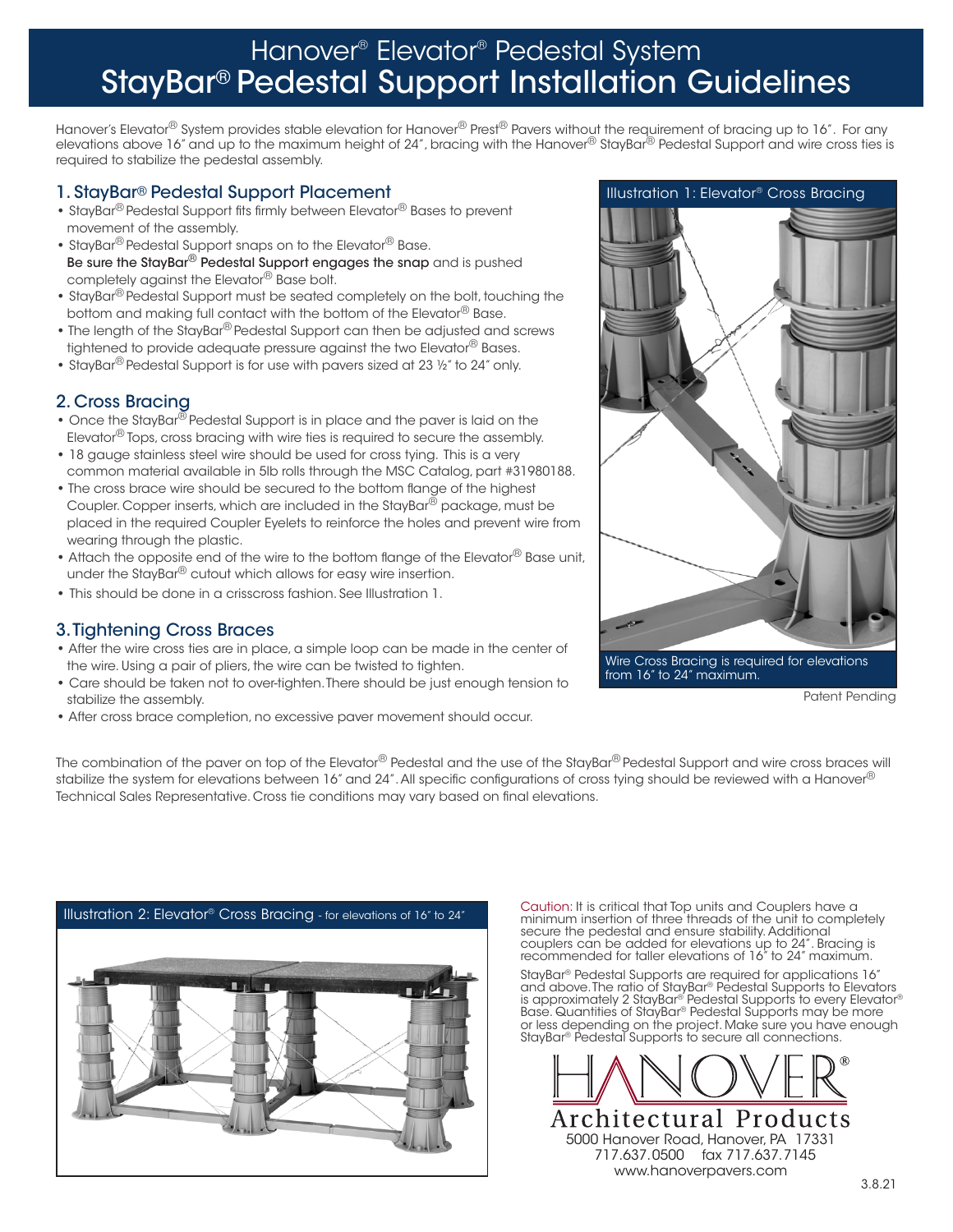# Hanover® Elevator® Pedestal System
# StayBar® Pedestal Support Installation Guidelines

Hanover's Elevator® System provides stable elevation for Hanover® Prest® Pavers without the requirement of bracing up to 16". For any elevations above 16" and up to the maximum height of 24", bracing with the Hanover® StayBar® Pedestal Support and wire cross ties is required to stabilize the pedestal assembly.

## 1. StayBar® Pedestal Support Placement

- StayBar® Pedestal Support fits firmly between Elevator® Bases to prevent movement of the assembly.
- StayBar® Pedestal Support snaps on to the Elevator® Base. **Be sure the StayBar® Pedestal Support engages the snap** and is pushed completely against the Elevator® Base bolt.
- StayBar® Pedestal Support must be seated completely on the bolt, touching the bottom and making full contact with the bottom of the Elevator® Base.
- The length of the StayBar® Pedestal Support can then be adjusted and screws tightened to provide adequate pressure against the two Elevator® Bases.
- StayBar® Pedestal Support is for use with pavers sized at 23 ½" to 24" only.

## 2. Cross Bracing

- Once the StayBar® Pedestal Support is in place and the paver is laid on the Elevator® Tops, cross bracing with wire ties is required to secure the assembly.
- 18 gauge stainless steel wire should be used for cross tying. This is a very common material available in 5lb rolls through the MSC Catalog, part #31980188.
- The cross brace wire should be secured to the bottom flange of the highest Coupler. Copper inserts, which are included in the StayBar® package, must be placed in the required Coupler Eyelets to reinforce the holes and prevent wire from wearing through the plastic.
- Attach the opposite end of the wire to the bottom flange of the Elevator® Base unit, under the StayBar® cutout which allows for easy wire insertion.
- This should be done in a crisscross fashion. See Illustration 1.

## 3. Tightening Cross Braces

- After the wire cross ties are in place, a simple loop can be made in the center of the wire. Using a pair of pliers, the wire can be twisted to tighten.
- Care should be taken not to over-tighten. There should be just enough tension to stabilize the assembly.
- After cross brace completion, no excessive paver movement should occur.

Illustration 1: Elevator® Cross Bracing

Wire Cross Bracing is required for elevations from 16" to 24" maximum.

Patent Pending

The combination of the paver on top of the Elevator® Pedestal and the use of the StayBar® Pedestal Support and wire cross braces will stabilize the system for elevations between 16" and 24". All specific configurations of cross tying should be reviewed with a Hanover® Technical Sales Representative. Cross tie conditions may vary based on final elevations.

Illustration 2: Elevator® Cross Bracing - for elevations of 16" to 24"

Caution: It is critical that Top units and Couplers have a minimum insertion of three threads of the unit to completely secure the pedestal and ensure stability. Additional couplers can be added for elevations up to 24". Bracing is recommended for taller elevations of 16" to 24" maximum.

StayBar® Pedestal Supports are required for applications 16" and above. The ratio of StayBar® Pedestal Supports to Elevators is approximately 2 StayBar® Pedestal Supports to every Elevator® Base. Quantities of StayBar® Pedestal Supports may be more or less depending on the project. Make sure you have enough StayBar® Pedestal Supports to secure all connections.

HANOVER® Architectural Products
5000 Hanover Road, Hanover, PA 17331
717.637.0500 fax 717.637.7145
www.hanoverpavers.com

3.8.21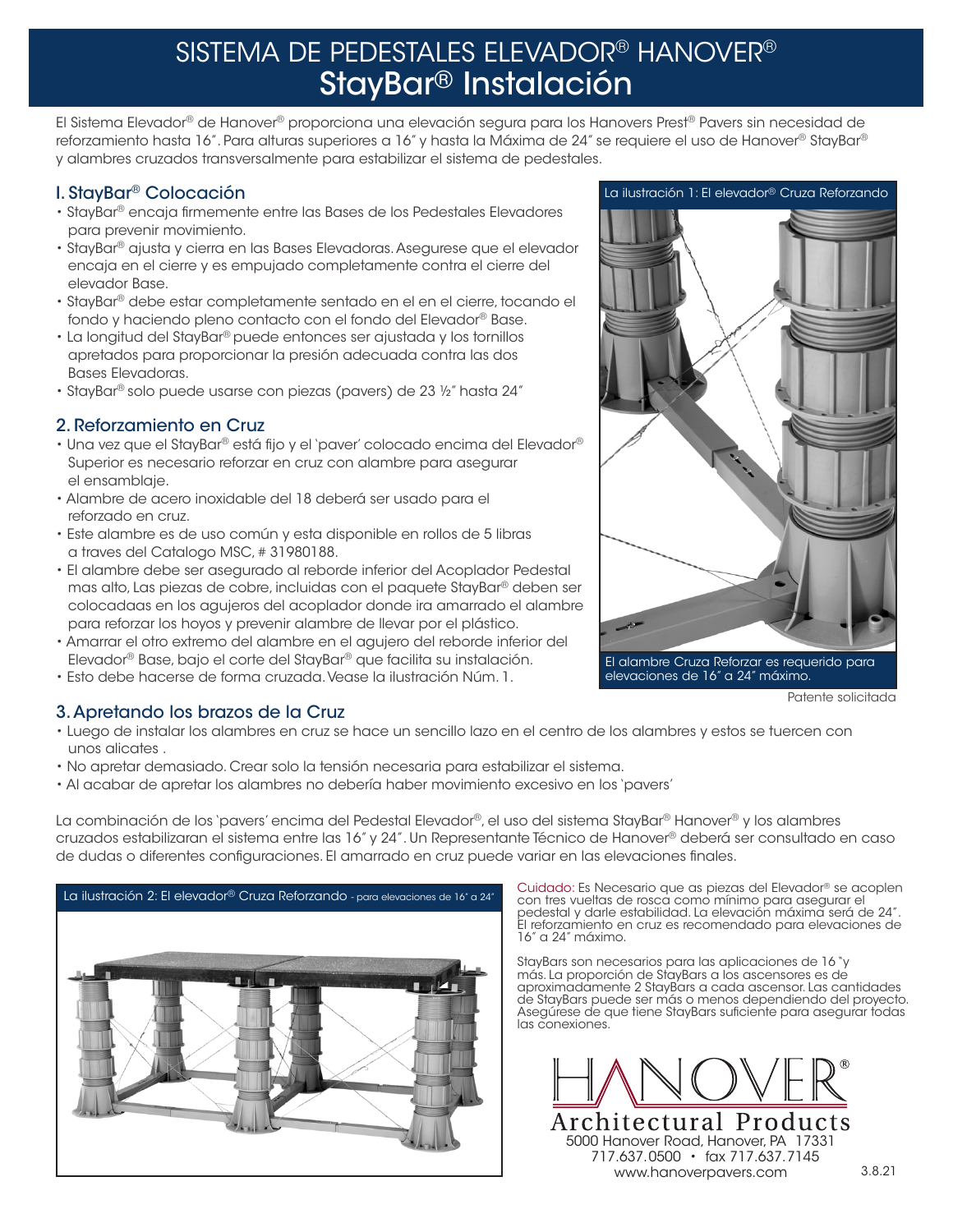# SISTEMA DE PEDESTALES ELEVADOR® HANOVER®

# StayBar® Instalación

El Sistema Elevador® de Hanover® proporciona una elevación segura para los Hanovers Prest® Pavers sin necesidad de reforzamiento hasta 16". Para alturas superiores a 16" y hasta la Máxima de 24" se requiere el uso de Hanover® StayBar® y alambres cruzados transversalmente para estabilizar el sistema de pedestales.

## I. StayBar® Colocación

- StayBar® encaja firmemente entre las Bases de los Pedestales Elevadores para prevenir movimiento.
- StayBar® ajusta y cierra en las Bases Elevadoras. Asegurese que el elevador encaja en el cierre y es empujado completamente contra el cierre del elevador Base.
- StayBar® debe estar completamente sentado en el en el cierre, tocando el fondo y haciendo pleno contacto con el fondo del Elevador® Base.
- La longitud del StayBar® puede entonces ser ajustada y los tornillos apretados para proporcionar la presión adecuada contra las dos Bases Elevadoras.
- StayBar® solo puede usarse con piezas (pavers) de 23 ½" hasta 24"

La ilustración 1: El elevador® Cruza Reforzando

El alambre Cruza Reforzar es requerido para elevaciones de 16" a 24" máximo.

Patente solicitada

## 2. Reforzamiento en Cruz

- Una vez que el StayBar® está fijo y el 'paver' colocado encima del Elevador® Superior es necesario reforzar en cruz con alambre para asegurar el ensamblaje.
- Alambre de acero inoxidable del 18 deberá ser usado para el reforzado en cruz.
- Este alambre es de uso común y esta disponible en rollos de 5 libras a traves del Catalogo MSC, # 31980188.
- El alambre debe ser asegurado al reborde inferior del Acoplador Pedestal mas alto, Las piezas de cobre, incluidas con el paquete StayBar® deben ser colocadaas en los agujeros del acoplador donde ira amarrado el alambre para reforzar los hoyos y prevenir alambre de llevar por el plástico.
- Amarrar el otro extremo del alambre en el agujero del reborde inferior del Elevador® Base, bajo el corte del StayBar® que facilita su instalación.
- Esto debe hacerse de forma cruzada. Vease la ilustración Núm. 1.

## 3. Apretando los brazos de la Cruz

- Luego de instalar los alambres en cruz se hace un sencillo lazo en el centro de los alambres y estos se tuercen con unos alicates .
- No apretar demasiado. Crear solo la tensión necesaria para estabilizar el sistema.
- Al acabar de apretar los alambres no debería haber movimiento excesivo en los 'pavers'

La combinación de los 'pavers' encima del Pedestal Elevador®, el uso del sistema StayBar® Hanover® y los alambres cruzados estabilizaran el sistema entre las 16" y 24". Un Representante Técnico de Hanover® deberá ser consultado en caso de dudas o diferentes configuraciones. El amarrado en cruz puede variar en las elevaciones finales.

La ilustración 2: El elevador® Cruza Reforzando - para elevaciones de 16" a 24"

Cuidado: Es Necesario que as piezas del Elevador® se acoplen con tres vueltas de rosca como mínimo para asegurar el pedestal y darle estabilidad. La elevación máxima será de 24". El reforzamiento en cruz es recomendado para elevaciones de 16" a 24" máximo.

StayBars son necesarios para las aplicaciones de 16 "y más. La proporción de StayBars a los ascensores es de aproximadamente 2 StayBars a cada ascensor. Las cantidades de StayBars puede ser más o menos dependiendo del proyecto. Asegúrese de que tiene StayBars suficiente para asegurar todas las conexiones.

HANOVER®
Architectural Products
5000 Hanover Road, Hanover, PA 17331
717.637.0500 • fax 717.637.7145
www.hanoverpavers.com

3.8.21